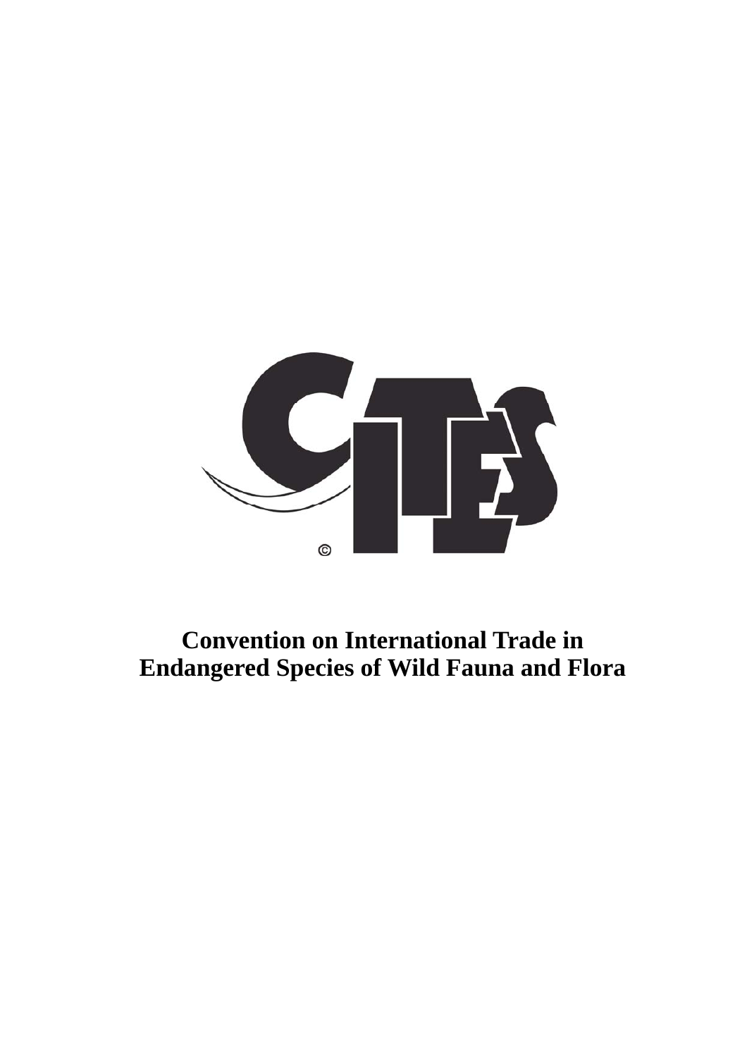**Convention on International Trade in Endangered Species of Wild Fauna and Flora**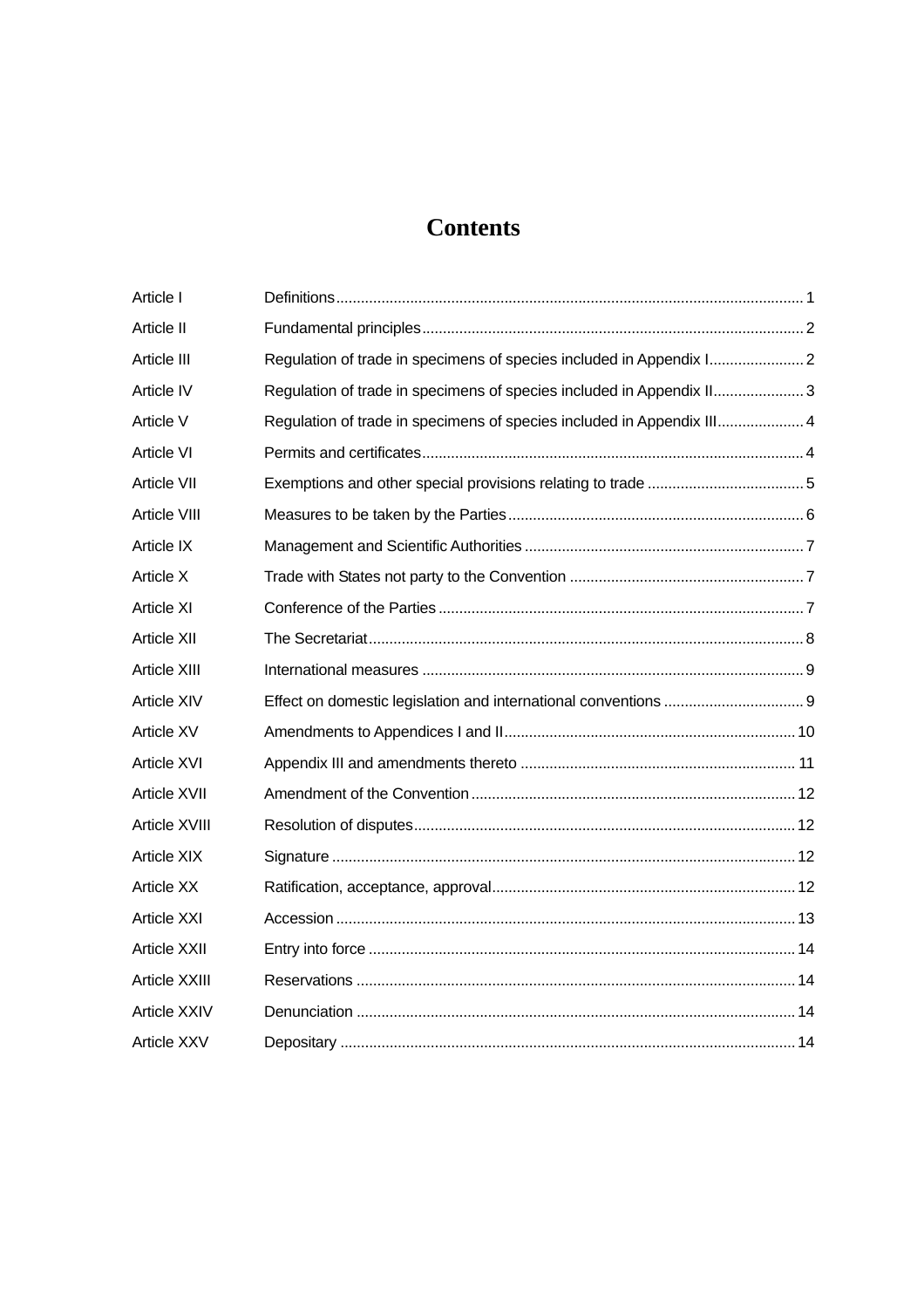# Contents

| | | |
|---|---|---|
| Article I | Definitions | 1 |
| Article II | Fundamental principles | 2 |
| Article III | Regulation of trade in specimens of species included in Appendix I | 2 |
| Article IV | Regulation of trade in specimens of species included in Appendix II | 3 |
| Article V | Regulation of trade in specimens of species included in Appendix III | 4 |
| Article VI | Permits and certificates | 4 |
| Article VII | Exemptions and other special provisions relating to trade | 5 |
| Article VIII | Measures to be taken by the Parties | 6 |
| Article IX | Management and Scientific Authorities | 7 |
| Article X | Trade with States not party to the Convention | 7 |
| Article XI | Conference of the Parties | 7 |
| Article XII | The Secretariat | 8 |
| Article XIII | International measures | 9 |
| Article XIV | Effect on domestic legislation and international conventions | 9 |
| Article XV | Amendments to Appendices I and II | 10 |
| Article XVI | Appendix III and amendments thereto | 11 |
| Article XVII | Amendment of the Convention | 12 |
| Article XVIII | Resolution of disputes | 12 |
| Article XIX | Signature | 12 |
| Article XX | Ratification, acceptance, approval | 12 |
| Article XXI | Accession | 13 |
| Article XXII | Entry into force | 14 |
| Article XXIII | Reservations | 14 |
| Article XXIV | Denunciation | 14 |
| Article XXV | Depositary | 14 |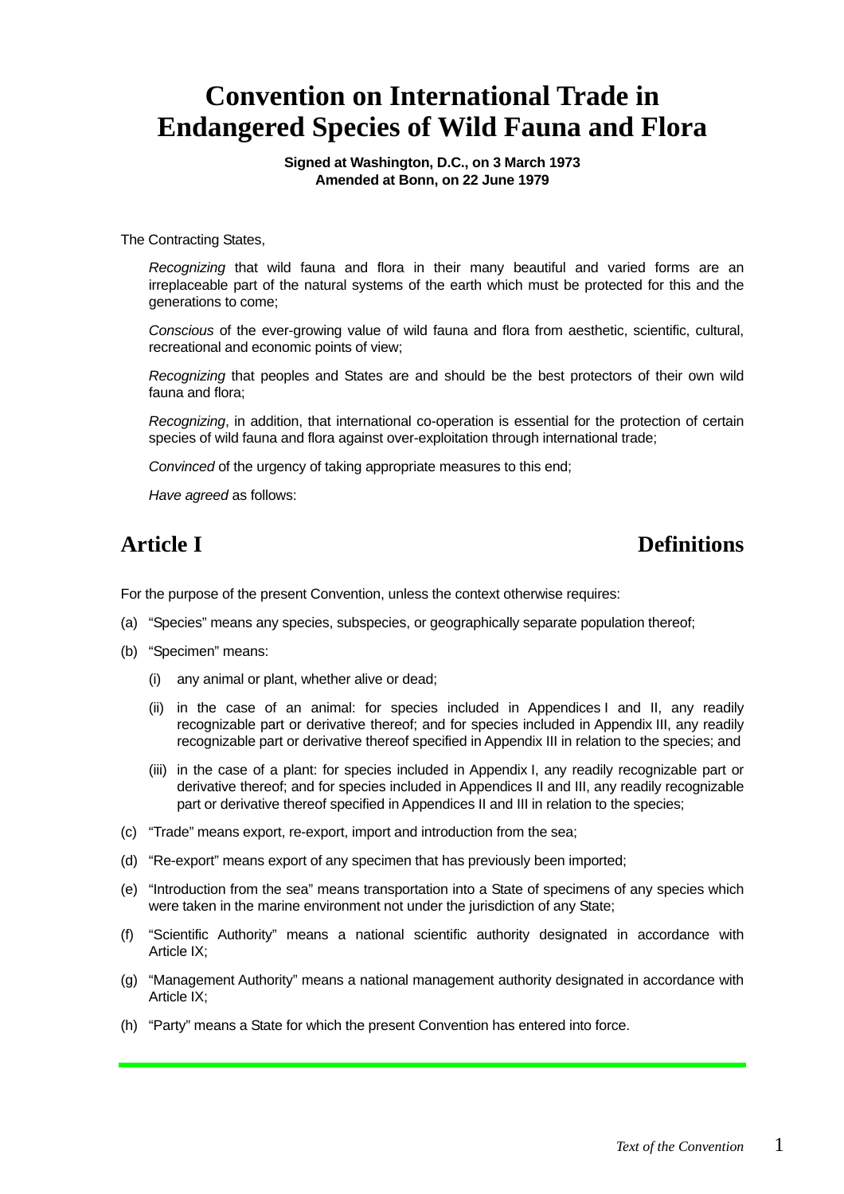# Convention on International Trade in Endangered Species of Wild Fauna and Flora

**Signed at Washington, D.C., on 3 March 1973**
**Amended at Bonn, on 22 June 1979**

The Contracting States,

*Recognizing* that wild fauna and flora in their many beautiful and varied forms are an irreplaceable part of the natural systems of the earth which must be protected for this and the generations to come;

*Conscious* of the ever-growing value of wild fauna and flora from aesthetic, scientific, cultural, recreational and economic points of view;

*Recognizing* that peoples and States are and should be the best protectors of their own wild fauna and flora;

*Recognizing*, in addition, that international co-operation is essential for the protection of certain species of wild fauna and flora against over-exploitation through international trade;

*Convinced* of the urgency of taking appropriate measures to this end;

*Have agreed* as follows:

## Article I — Definitions

For the purpose of the present Convention, unless the context otherwise requires:

(a) "Species" means any species, subspecies, or geographically separate population thereof;

(b) "Specimen" means:

   (i) any animal or plant, whether alive or dead;

   (ii) in the case of an animal: for species included in Appendices I and II, any readily recognizable part or derivative thereof; and for species included in Appendix III, any readily recognizable part or derivative thereof specified in Appendix III in relation to the species; and

   (iii) in the case of a plant: for species included in Appendix I, any readily recognizable part or derivative thereof; and for species included in Appendices II and III, any readily recognizable part or derivative thereof specified in Appendices II and III in relation to the species;

(c) "Trade" means export, re-export, import and introduction from the sea;

(d) "Re-export" means export of any specimen that has previously been imported;

(e) "Introduction from the sea" means transportation into a State of specimens of any species which were taken in the marine environment not under the jurisdiction of any State;

(f) "Scientific Authority" means a national scientific authority designated in accordance with Article IX;

(g) "Management Authority" means a national management authority designated in accordance with Article IX;

(h) "Party" means a State for which the present Convention has entered into force.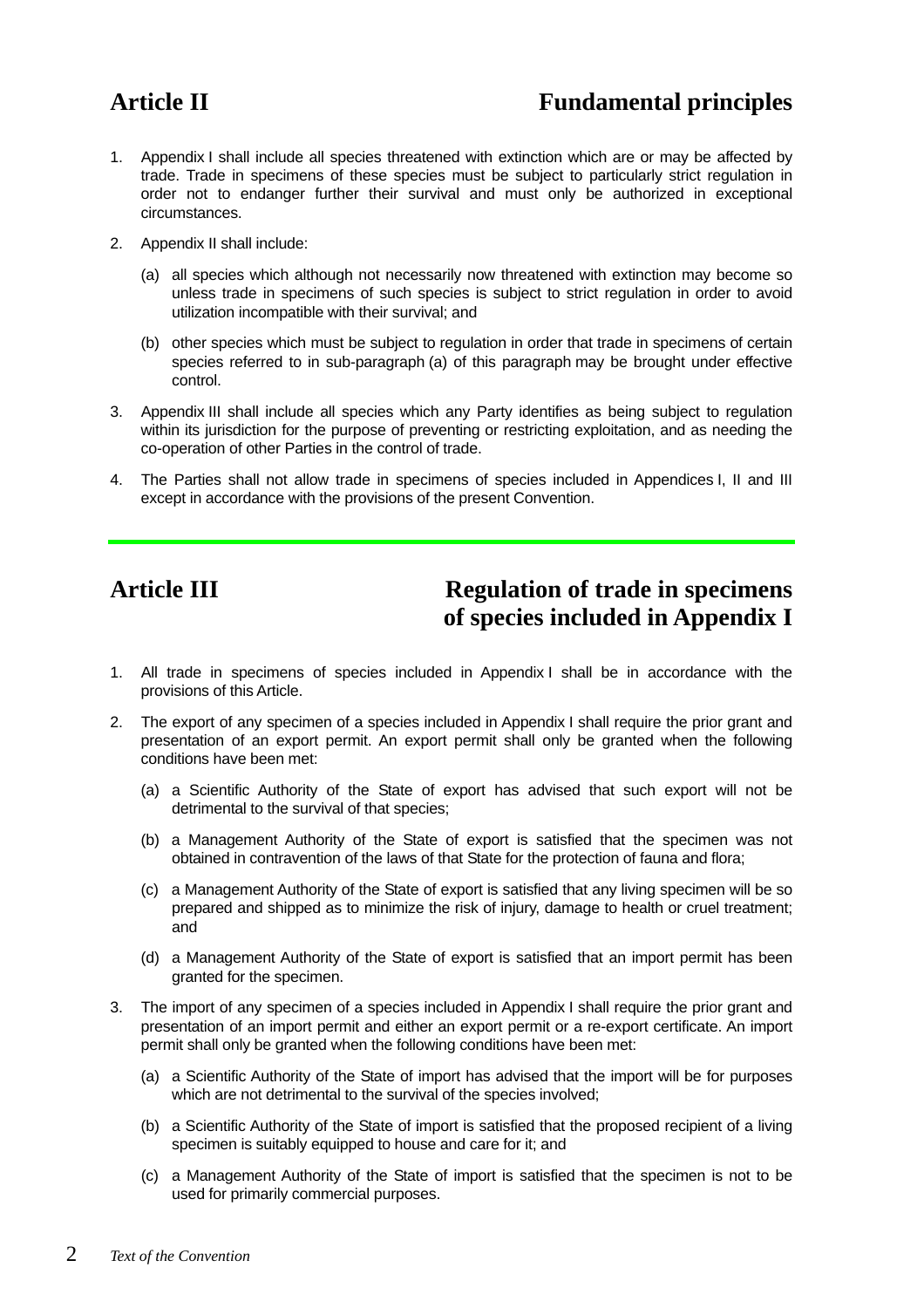## Article II Fundamental principles

1. Appendix I shall include all species threatened with extinction which are or may be affected by trade. Trade in specimens of these species must be subject to particularly strict regulation in order not to endanger further their survival and must only be authorized in exceptional circumstances.

2. Appendix II shall include:

   (a) all species which although not necessarily now threatened with extinction may become so unless trade in specimens of such species is subject to strict regulation in order to avoid utilization incompatible with their survival; and

   (b) other species which must be subject to regulation in order that trade in specimens of certain species referred to in sub-paragraph (a) of this paragraph may be brought under effective control.

3. Appendix III shall include all species which any Party identifies as being subject to regulation within its jurisdiction for the purpose of preventing or restricting exploitation, and as needing the co-operation of other Parties in the control of trade.

4. The Parties shall not allow trade in specimens of species included in Appendices I, II and III except in accordance with the provisions of the present Convention.

---

## Article III Regulation of trade in specimens of species included in Appendix I

1. All trade in specimens of species included in Appendix I shall be in accordance with the provisions of this Article.

2. The export of any specimen of a species included in Appendix I shall require the prior grant and presentation of an export permit. An export permit shall only be granted when the following conditions have been met:

   (a) a Scientific Authority of the State of export has advised that such export will not be detrimental to the survival of that species;

   (b) a Management Authority of the State of export is satisfied that the specimen was not obtained in contravention of the laws of that State for the protection of fauna and flora;

   (c) a Management Authority of the State of export is satisfied that any living specimen will be so prepared and shipped as to minimize the risk of injury, damage to health or cruel treatment; and

   (d) a Management Authority of the State of export is satisfied that an import permit has been granted for the specimen.

3. The import of any specimen of a species included in Appendix I shall require the prior grant and presentation of an import permit and either an export permit or a re-export certificate. An import permit shall only be granted when the following conditions have been met:

   (a) a Scientific Authority of the State of import has advised that the import will be for purposes which are not detrimental to the survival of the species involved;

   (b) a Scientific Authority of the State of import is satisfied that the proposed recipient of a living specimen is suitably equipped to house and care for it; and

   (c) a Management Authority of the State of import is satisfied that the specimen is not to be used for primarily commercial purposes.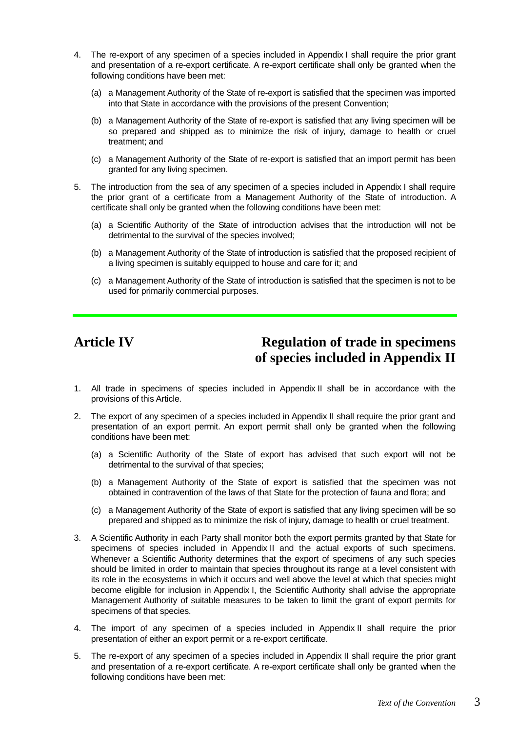4. The re-export of any specimen of a species included in Appendix I shall require the prior grant and presentation of a re-export certificate. A re-export certificate shall only be granted when the following conditions have been met:

   (a) a Management Authority of the State of re-export is satisfied that the specimen was imported into that State in accordance with the provisions of the present Convention;

   (b) a Management Authority of the State of re-export is satisfied that any living specimen will be so prepared and shipped as to minimize the risk of injury, damage to health or cruel treatment; and

   (c) a Management Authority of the State of re-export is satisfied that an import permit has been granted for any living specimen.

5. The introduction from the sea of any specimen of a species included in Appendix I shall require the prior grant of a certificate from a Management Authority of the State of introduction. A certificate shall only be granted when the following conditions have been met:

   (a) a Scientific Authority of the State of introduction advises that the introduction will not be detrimental to the survival of the species involved;

   (b) a Management Authority of the State of introduction is satisfied that the proposed recipient of a living specimen is suitably equipped to house and care for it; and

   (c) a Management Authority of the State of introduction is satisfied that the specimen is not to be used for primarily commercial purposes.

## Article IV — Regulation of trade in specimens of species included in Appendix II

1. All trade in specimens of species included in Appendix II shall be in accordance with the provisions of this Article.

2. The export of any specimen of a species included in Appendix II shall require the prior grant and presentation of an export permit. An export permit shall only be granted when the following conditions have been met:

   (a) a Scientific Authority of the State of export has advised that such export will not be detrimental to the survival of that species;

   (b) a Management Authority of the State of export is satisfied that the specimen was not obtained in contravention of the laws of that State for the protection of fauna and flora; and

   (c) a Management Authority of the State of export is satisfied that any living specimen will be so prepared and shipped as to minimize the risk of injury, damage to health or cruel treatment.

3. A Scientific Authority in each Party shall monitor both the export permits granted by that State for specimens of species included in Appendix II and the actual exports of such specimens. Whenever a Scientific Authority determines that the export of specimens of any such species should be limited in order to maintain that species throughout its range at a level consistent with its role in the ecosystems in which it occurs and well above the level at which that species might become eligible for inclusion in Appendix I, the Scientific Authority shall advise the appropriate Management Authority of suitable measures to be taken to limit the grant of export permits for specimens of that species.

4. The import of any specimen of a species included in Appendix II shall require the prior presentation of either an export permit or a re-export certificate.

5. The re-export of any specimen of a species included in Appendix II shall require the prior grant and presentation of a re-export certificate. A re-export certificate shall only be granted when the following conditions have been met: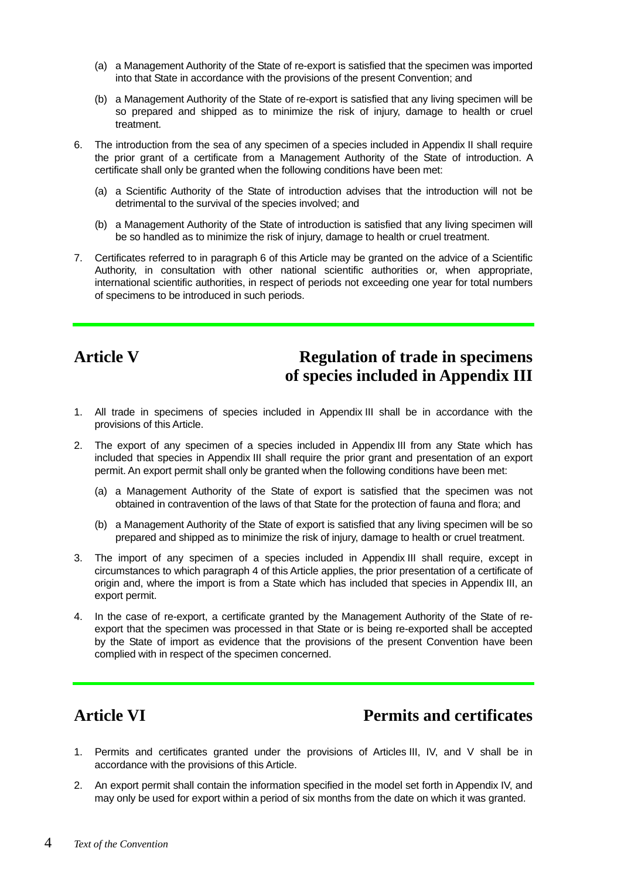(a) a Management Authority of the State of re-export is satisfied that the specimen was imported into that State in accordance with the provisions of the present Convention; and

(b) a Management Authority of the State of re-export is satisfied that any living specimen will be so prepared and shipped as to minimize the risk of injury, damage to health or cruel treatment.

6. The introduction from the sea of any specimen of a species included in Appendix II shall require the prior grant of a certificate from a Management Authority of the State of introduction. A certificate shall only be granted when the following conditions have been met:

   (a) a Scientific Authority of the State of introduction advises that the introduction will not be detrimental to the survival of the species involved; and

   (b) a Management Authority of the State of introduction is satisfied that any living specimen will be so handled as to minimize the risk of injury, damage to health or cruel treatment.

7. Certificates referred to in paragraph 6 of this Article may be granted on the advice of a Scientific Authority, in consultation with other national scientific authorities or, when appropriate, international scientific authorities, in respect of periods not exceeding one year for total numbers of specimens to be introduced in such periods.

## Article V — Regulation of trade in specimens of species included in Appendix III

1. All trade in specimens of species included in Appendix III shall be in accordance with the provisions of this Article.

2. The export of any specimen of a species included in Appendix III from any State which has included that species in Appendix III shall require the prior grant and presentation of an export permit. An export permit shall only be granted when the following conditions have been met:

   (a) a Management Authority of the State of export is satisfied that the specimen was not obtained in contravention of the laws of that State for the protection of fauna and flora; and

   (b) a Management Authority of the State of export is satisfied that any living specimen will be so prepared and shipped as to minimize the risk of injury, damage to health or cruel treatment.

3. The import of any specimen of a species included in Appendix III shall require, except in circumstances to which paragraph 4 of this Article applies, the prior presentation of a certificate of origin and, where the import is from a State which has included that species in Appendix III, an export permit.

4. In the case of re-export, a certificate granted by the Management Authority of the State of re-export that the specimen was processed in that State or is being re-exported shall be accepted by the State of import as evidence that the provisions of the present Convention have been complied with in respect of the specimen concerned.

## Article VI — Permits and certificates

1. Permits and certificates granted under the provisions of Articles III, IV, and V shall be in accordance with the provisions of this Article.

2. An export permit shall contain the information specified in the model set forth in Appendix IV, and may only be used for export within a period of six months from the date on which it was granted.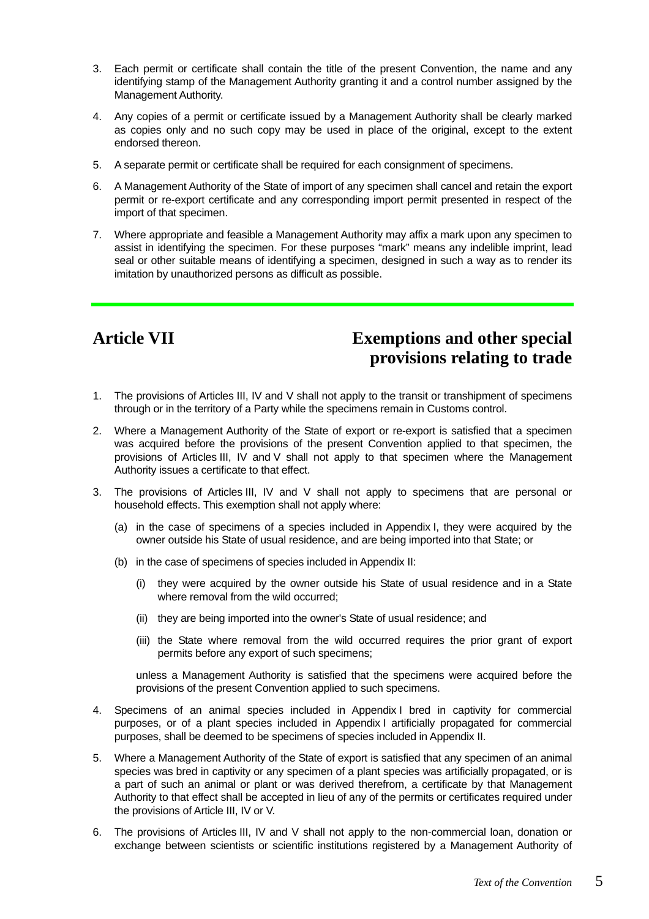3. Each permit or certificate shall contain the title of the present Convention, the name and any identifying stamp of the Management Authority granting it and a control number assigned by the Management Authority.

4. Any copies of a permit or certificate issued by a Management Authority shall be clearly marked as copies only and no such copy may be used in place of the original, except to the extent endorsed thereon.

5. A separate permit or certificate shall be required for each consignment of specimens.

6. A Management Authority of the State of import of any specimen shall cancel and retain the export permit or re-export certificate and any corresponding import permit presented in respect of the import of that specimen.

7. Where appropriate and feasible a Management Authority may affix a mark upon any specimen to assist in identifying the specimen. For these purposes "mark" means any indelible imprint, lead seal or other suitable means of identifying a specimen, designed in such a way as to render its imitation by unauthorized persons as difficult as possible.

## Article VII — Exemptions and other special provisions relating to trade

1. The provisions of Articles III, IV and V shall not apply to the transit or transhipment of specimens through or in the territory of a Party while the specimens remain in Customs control.

2. Where a Management Authority of the State of export or re-export is satisfied that a specimen was acquired before the provisions of the present Convention applied to that specimen, the provisions of Articles III, IV and V shall not apply to that specimen where the Management Authority issues a certificate to that effect.

3. The provisions of Articles III, IV and V shall not apply to specimens that are personal or household effects. This exemption shall not apply where:

   (a) in the case of specimens of a species included in Appendix I, they were acquired by the owner outside his State of usual residence, and are being imported into that State; or

   (b) in the case of specimens of species included in Appendix II:

      (i) they were acquired by the owner outside his State of usual residence and in a State where removal from the wild occurred;

      (ii) they are being imported into the owner's State of usual residence; and

      (iii) the State where removal from the wild occurred requires the prior grant of export permits before any export of such specimens;

   unless a Management Authority is satisfied that the specimens were acquired before the provisions of the present Convention applied to such specimens.

4. Specimens of an animal species included in Appendix I bred in captivity for commercial purposes, or of a plant species included in Appendix I artificially propagated for commercial purposes, shall be deemed to be specimens of species included in Appendix II.

5. Where a Management Authority of the State of export is satisfied that any specimen of an animal species was bred in captivity or any specimen of a plant species was artificially propagated, or is a part of such an animal or plant or was derived therefrom, a certificate by that Management Authority to that effect shall be accepted in lieu of any of the permits or certificates required under the provisions of Article III, IV or V.

6. The provisions of Articles III, IV and V shall not apply to the non-commercial loan, donation or exchange between scientists or scientific institutions registered by a Management Authority of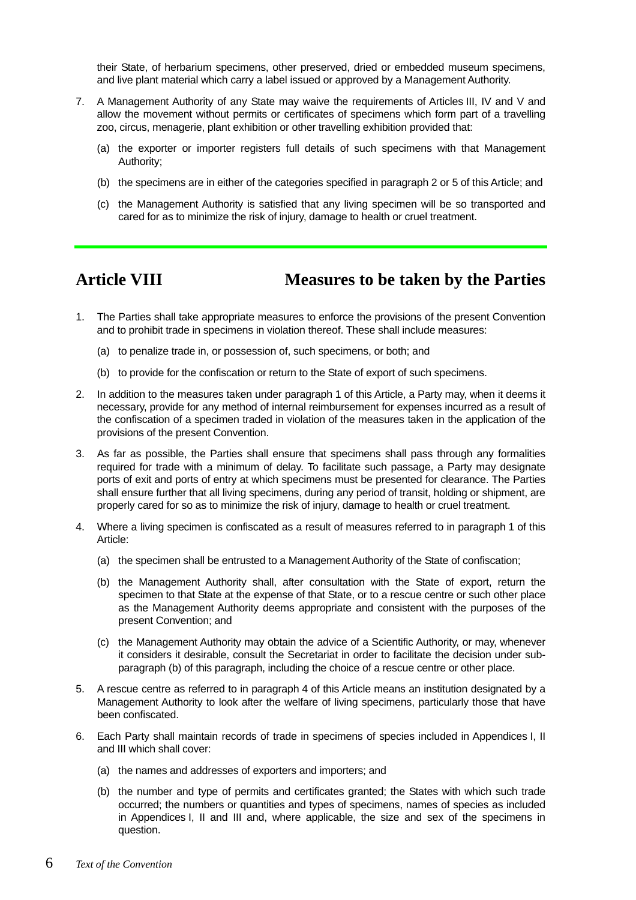their State, of herbarium specimens, other preserved, dried or embedded museum specimens, and live plant material which carry a label issued or approved by a Management Authority.

7. A Management Authority of any State may waive the requirements of Articles III, IV and V and allow the movement without permits or certificates of specimens which form part of a travelling zoo, circus, menagerie, plant exhibition or other travelling exhibition provided that:

   (a) the exporter or importer registers full details of such specimens with that Management Authority;

   (b) the specimens are in either of the categories specified in paragraph 2 or 5 of this Article; and

   (c) the Management Authority is satisfied that any living specimen will be so transported and cared for as to minimize the risk of injury, damage to health or cruel treatment.

## Article VIII Measures to be taken by the Parties

1. The Parties shall take appropriate measures to enforce the provisions of the present Convention and to prohibit trade in specimens in violation thereof. These shall include measures:

   (a) to penalize trade in, or possession of, such specimens, or both; and

   (b) to provide for the confiscation or return to the State of export of such specimens.

2. In addition to the measures taken under paragraph 1 of this Article, a Party may, when it deems it necessary, provide for any method of internal reimbursement for expenses incurred as a result of the confiscation of a specimen traded in violation of the measures taken in the application of the provisions of the present Convention.

3. As far as possible, the Parties shall ensure that specimens shall pass through any formalities required for trade with a minimum of delay. To facilitate such passage, a Party may designate ports of exit and ports of entry at which specimens must be presented for clearance. The Parties shall ensure further that all living specimens, during any period of transit, holding or shipment, are properly cared for so as to minimize the risk of injury, damage to health or cruel treatment.

4. Where a living specimen is confiscated as a result of measures referred to in paragraph 1 of this Article:

   (a) the specimen shall be entrusted to a Management Authority of the State of confiscation;

   (b) the Management Authority shall, after consultation with the State of export, return the specimen to that State at the expense of that State, or to a rescue centre or such other place as the Management Authority deems appropriate and consistent with the purposes of the present Convention; and

   (c) the Management Authority may obtain the advice of a Scientific Authority, or may, whenever it considers it desirable, consult the Secretariat in order to facilitate the decision under sub-paragraph (b) of this paragraph, including the choice of a rescue centre or other place.

5. A rescue centre as referred to in paragraph 4 of this Article means an institution designated by a Management Authority to look after the welfare of living specimens, particularly those that have been confiscated.

6. Each Party shall maintain records of trade in specimens of species included in Appendices I, II and III which shall cover:

   (a) the names and addresses of exporters and importers; and

   (b) the number and type of permits and certificates granted; the States with which such trade occurred; the numbers or quantities and types of specimens, names of species as included in Appendices I, II and III and, where applicable, the size and sex of the specimens in question.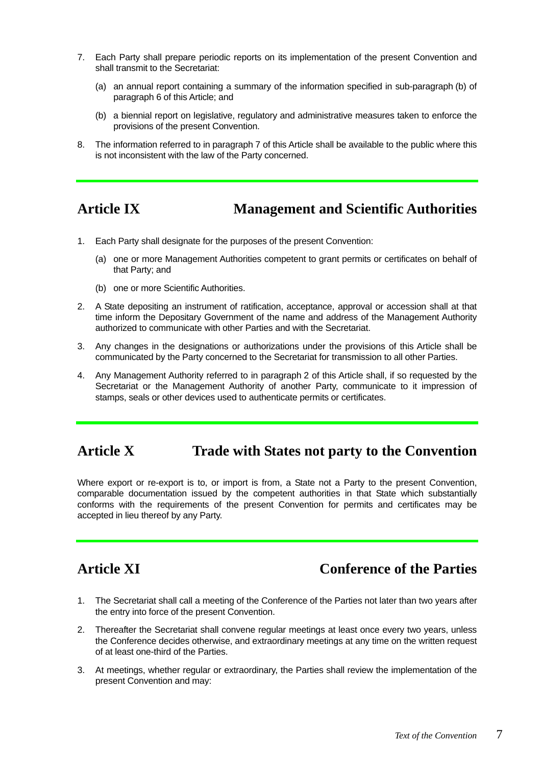7. Each Party shall prepare periodic reports on its implementation of the present Convention and shall transmit to the Secretariat:

   (a) an annual report containing a summary of the information specified in sub-paragraph (b) of paragraph 6 of this Article; and

   (b) a biennial report on legislative, regulatory and administrative measures taken to enforce the provisions of the present Convention.

8. The information referred to in paragraph 7 of this Article shall be available to the public where this is not inconsistent with the law of the Party concerned.

## Article IX — Management and Scientific Authorities

1. Each Party shall designate for the purposes of the present Convention:

   (a) one or more Management Authorities competent to grant permits or certificates on behalf of that Party; and

   (b) one or more Scientific Authorities.

2. A State depositing an instrument of ratification, acceptance, approval or accession shall at that time inform the Depositary Government of the name and address of the Management Authority authorized to communicate with other Parties and with the Secretariat.

3. Any changes in the designations or authorizations under the provisions of this Article shall be communicated by the Party concerned to the Secretariat for transmission to all other Parties.

4. Any Management Authority referred to in paragraph 2 of this Article shall, if so requested by the Secretariat or the Management Authority of another Party, communicate to it impression of stamps, seals or other devices used to authenticate permits or certificates.

## Article X — Trade with States not party to the Convention

Where export or re-export is to, or import is from, a State not a Party to the present Convention, comparable documentation issued by the competent authorities in that State which substantially conforms with the requirements of the present Convention for permits and certificates may be accepted in lieu thereof by any Party.

## Article XI — Conference of the Parties

1. The Secretariat shall call a meeting of the Conference of the Parties not later than two years after the entry into force of the present Convention.

2. Thereafter the Secretariat shall convene regular meetings at least once every two years, unless the Conference decides otherwise, and extraordinary meetings at any time on the written request of at least one-third of the Parties.

3. At meetings, whether regular or extraordinary, the Parties shall review the implementation of the present Convention and may: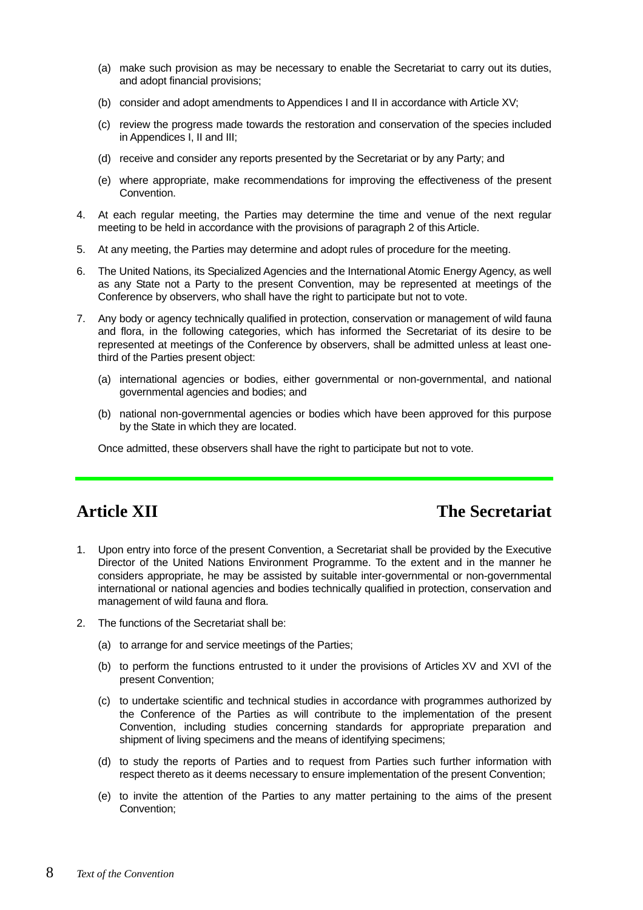(a) make such provision as may be necessary to enable the Secretariat to carry out its duties, and adopt financial provisions;

(b) consider and adopt amendments to Appendices I and II in accordance with Article XV;

(c) review the progress made towards the restoration and conservation of the species included in Appendices I, II and III;

(d) receive and consider any reports presented by the Secretariat or by any Party; and

(e) where appropriate, make recommendations for improving the effectiveness of the present Convention.

4. At each regular meeting, the Parties may determine the time and venue of the next regular meeting to be held in accordance with the provisions of paragraph 2 of this Article.

5. At any meeting, the Parties may determine and adopt rules of procedure for the meeting.

6. The United Nations, its Specialized Agencies and the International Atomic Energy Agency, as well as any State not a Party to the present Convention, may be represented at meetings of the Conference by observers, who shall have the right to participate but not to vote.

7. Any body or agency technically qualified in protection, conservation or management of wild fauna and flora, in the following categories, which has informed the Secretariat of its desire to be represented at meetings of the Conference by observers, shall be admitted unless at least one-third of the Parties present object:

   (a) international agencies or bodies, either governmental or non-governmental, and national governmental agencies and bodies; and

   (b) national non-governmental agencies or bodies which have been approved for this purpose by the State in which they are located.

   Once admitted, these observers shall have the right to participate but not to vote.

## Article XII — The Secretariat

1. Upon entry into force of the present Convention, a Secretariat shall be provided by the Executive Director of the United Nations Environment Programme. To the extent and in the manner he considers appropriate, he may be assisted by suitable inter-governmental or non-governmental international or national agencies and bodies technically qualified in protection, conservation and management of wild fauna and flora.

2. The functions of the Secretariat shall be:

   (a) to arrange for and service meetings of the Parties;

   (b) to perform the functions entrusted to it under the provisions of Articles XV and XVI of the present Convention;

   (c) to undertake scientific and technical studies in accordance with programmes authorized by the Conference of the Parties as will contribute to the implementation of the present Convention, including studies concerning standards for appropriate preparation and shipment of living specimens and the means of identifying specimens;

   (d) to study the reports of Parties and to request from Parties such further information with respect thereto as it deems necessary to ensure implementation of the present Convention;

   (e) to invite the attention of the Parties to any matter pertaining to the aims of the present Convention;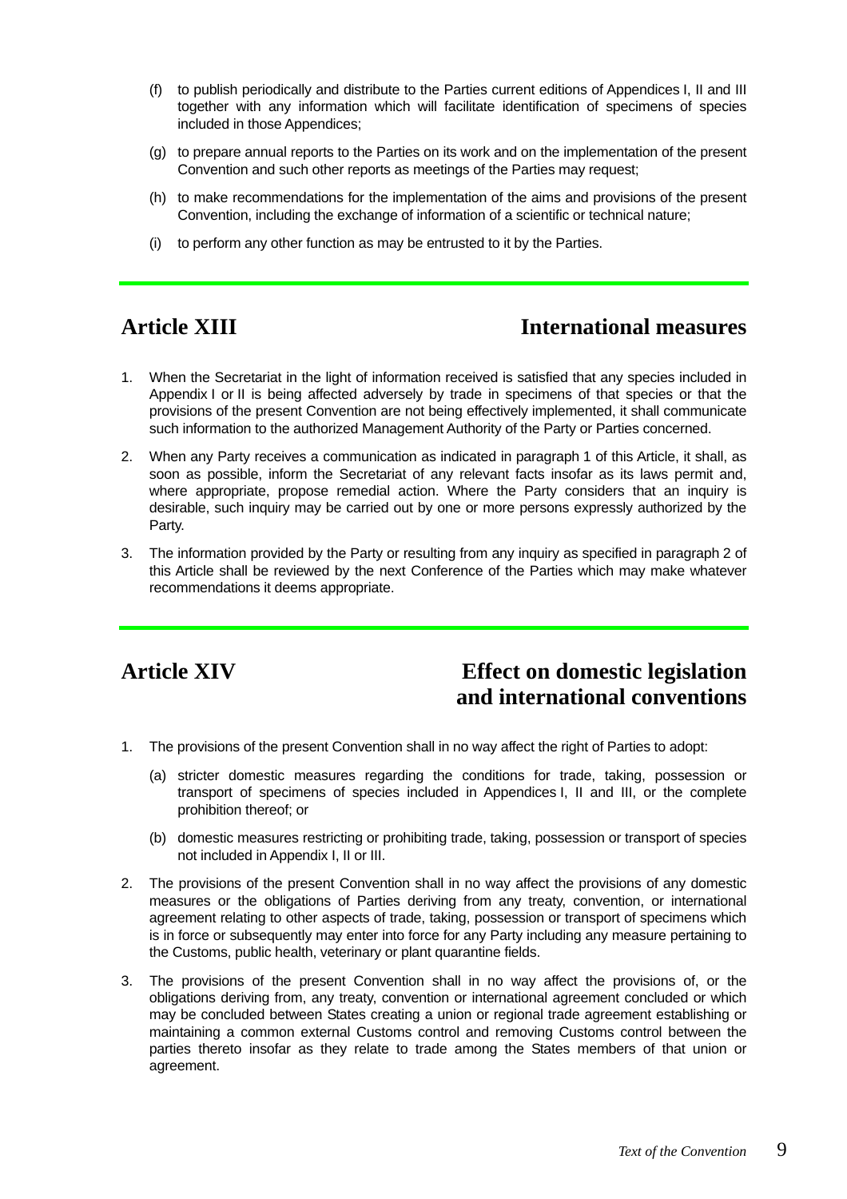(f) to publish periodically and distribute to the Parties current editions of Appendices I, II and III together with any information which will facilitate identification of specimens of species included in those Appendices;

(g) to prepare annual reports to the Parties on its work and on the implementation of the present Convention and such other reports as meetings of the Parties may request;

(h) to make recommendations for the implementation of the aims and provisions of the present Convention, including the exchange of information of a scientific or technical nature;

(i) to perform any other function as may be entrusted to it by the Parties.

## Article XIII — International measures

1. When the Secretariat in the light of information received is satisfied that any species included in Appendix I or II is being affected adversely by trade in specimens of that species or that the provisions of the present Convention are not being effectively implemented, it shall communicate such information to the authorized Management Authority of the Party or Parties concerned.

2. When any Party receives a communication as indicated in paragraph 1 of this Article, it shall, as soon as possible, inform the Secretariat of any relevant facts insofar as its laws permit and, where appropriate, propose remedial action. Where the Party considers that an inquiry is desirable, such inquiry may be carried out by one or more persons expressly authorized by the Party.

3. The information provided by the Party or resulting from any inquiry as specified in paragraph 2 of this Article shall be reviewed by the next Conference of the Parties which may make whatever recommendations it deems appropriate.

## Article XIV — Effect on domestic legislation and international conventions

1. The provisions of the present Convention shall in no way affect the right of Parties to adopt:

   (a) stricter domestic measures regarding the conditions for trade, taking, possession or transport of specimens of species included in Appendices I, II and III, or the complete prohibition thereof; or

   (b) domestic measures restricting or prohibiting trade, taking, possession or transport of species not included in Appendix I, II or III.

2. The provisions of the present Convention shall in no way affect the provisions of any domestic measures or the obligations of Parties deriving from any treaty, convention, or international agreement relating to other aspects of trade, taking, possession or transport of specimens which is in force or subsequently may enter into force for any Party including any measure pertaining to the Customs, public health, veterinary or plant quarantine fields.

3. The provisions of the present Convention shall in no way affect the provisions of, or the obligations deriving from, any treaty, convention or international agreement concluded or which may be concluded between States creating a union or regional trade agreement establishing or maintaining a common external Customs control and removing Customs control between the parties thereto insofar as they relate to trade among the States members of that union or agreement.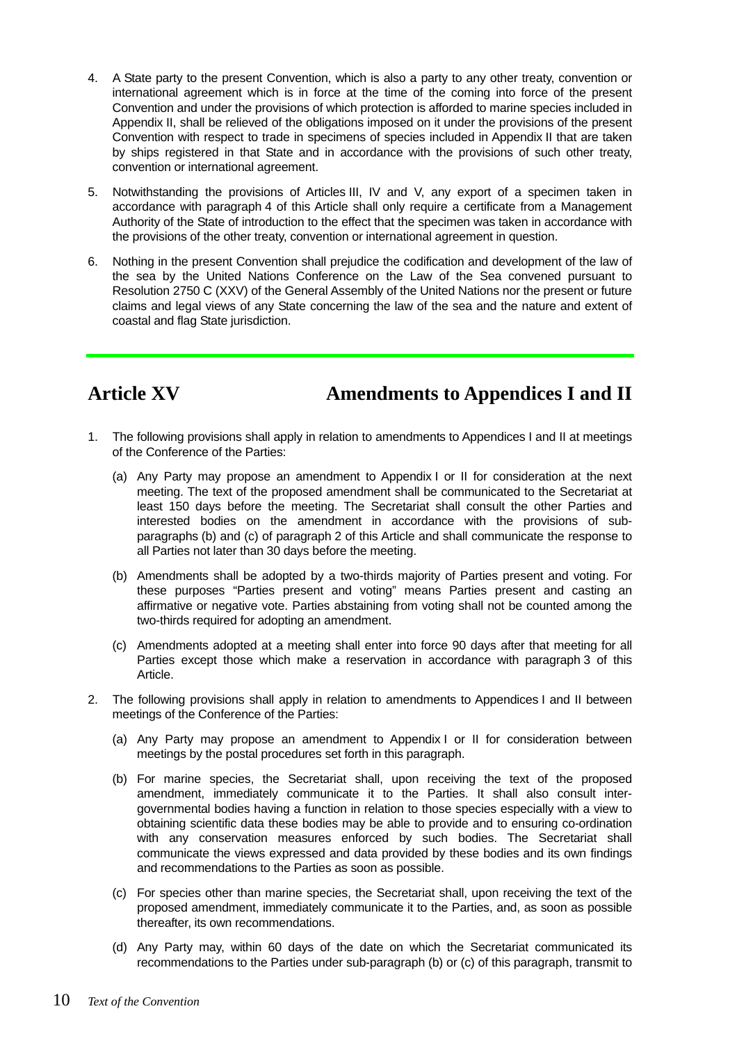4. A State party to the present Convention, which is also a party to any other treaty, convention or international agreement which is in force at the time of the coming into force of the present Convention and under the provisions of which protection is afforded to marine species included in Appendix II, shall be relieved of the obligations imposed on it under the provisions of the present Convention with respect to trade in specimens of species included in Appendix II that are taken by ships registered in that State and in accordance with the provisions of such other treaty, convention or international agreement.

5. Notwithstanding the provisions of Articles III, IV and V, any export of a specimen taken in accordance with paragraph 4 of this Article shall only require a certificate from a Management Authority of the State of introduction to the effect that the specimen was taken in accordance with the provisions of the other treaty, convention or international agreement in question.

6. Nothing in the present Convention shall prejudice the codification and development of the law of the sea by the United Nations Conference on the Law of the Sea convened pursuant to Resolution 2750 C (XXV) of the General Assembly of the United Nations nor the present or future claims and legal views of any State concerning the law of the sea and the nature and extent of coastal and flag State jurisdiction.

## Article XV — Amendments to Appendices I and II

1. The following provisions shall apply in relation to amendments to Appendices I and II at meetings of the Conference of the Parties:

   (a) Any Party may propose an amendment to Appendix I or II for consideration at the next meeting. The text of the proposed amendment shall be communicated to the Secretariat at least 150 days before the meeting. The Secretariat shall consult the other Parties and interested bodies on the amendment in accordance with the provisions of sub-paragraphs (b) and (c) of paragraph 2 of this Article and shall communicate the response to all Parties not later than 30 days before the meeting.

   (b) Amendments shall be adopted by a two-thirds majority of Parties present and voting. For these purposes "Parties present and voting" means Parties present and casting an affirmative or negative vote. Parties abstaining from voting shall not be counted among the two-thirds required for adopting an amendment.

   (c) Amendments adopted at a meeting shall enter into force 90 days after that meeting for all Parties except those which make a reservation in accordance with paragraph 3 of this Article.

2. The following provisions shall apply in relation to amendments to Appendices I and II between meetings of the Conference of the Parties:

   (a) Any Party may propose an amendment to Appendix I or II for consideration between meetings by the postal procedures set forth in this paragraph.

   (b) For marine species, the Secretariat shall, upon receiving the text of the proposed amendment, immediately communicate it to the Parties. It shall also consult inter-governmental bodies having a function in relation to those species especially with a view to obtaining scientific data these bodies may be able to provide and to ensuring co-ordination with any conservation measures enforced by such bodies. The Secretariat shall communicate the views expressed and data provided by these bodies and its own findings and recommendations to the Parties as soon as possible.

   (c) For species other than marine species, the Secretariat shall, upon receiving the text of the proposed amendment, immediately communicate it to the Parties, and, as soon as possible thereafter, its own recommendations.

   (d) Any Party may, within 60 days of the date on which the Secretariat communicated its recommendations to the Parties under sub-paragraph (b) or (c) of this paragraph, transmit to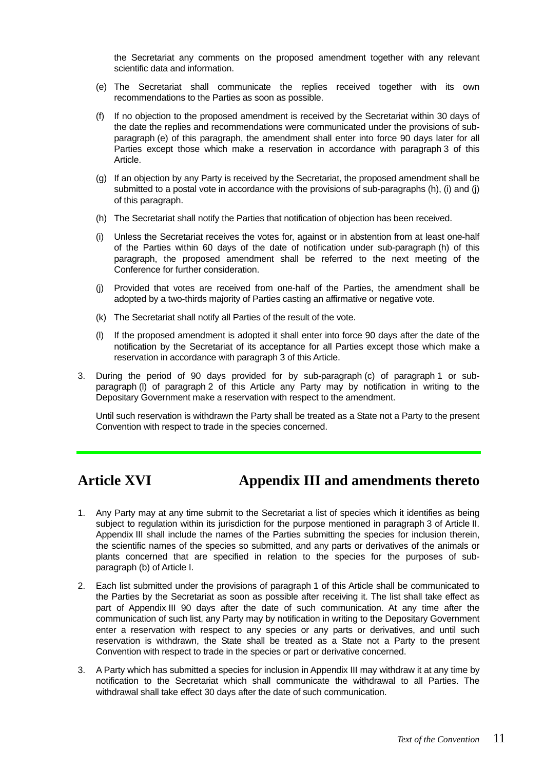the Secretariat any comments on the proposed amendment together with any relevant scientific data and information.

(e) The Secretariat shall communicate the replies received together with its own recommendations to the Parties as soon as possible.

(f) If no objection to the proposed amendment is received by the Secretariat within 30 days of the date the replies and recommendations were communicated under the provisions of sub-paragraph (e) of this paragraph, the amendment shall enter into force 90 days later for all Parties except those which make a reservation in accordance with paragraph 3 of this Article.

(g) If an objection by any Party is received by the Secretariat, the proposed amendment shall be submitted to a postal vote in accordance with the provisions of sub-paragraphs (h), (i) and (j) of this paragraph.

(h) The Secretariat shall notify the Parties that notification of objection has been received.

(i) Unless the Secretariat receives the votes for, against or in abstention from at least one-half of the Parties within 60 days of the date of notification under sub-paragraph (h) of this paragraph, the proposed amendment shall be referred to the next meeting of the Conference for further consideration.

(j) Provided that votes are received from one-half of the Parties, the amendment shall be adopted by a two-thirds majority of Parties casting an affirmative or negative vote.

(k) The Secretariat shall notify all Parties of the result of the vote.

(l) If the proposed amendment is adopted it shall enter into force 90 days after the date of the notification by the Secretariat of its acceptance for all Parties except those which make a reservation in accordance with paragraph 3 of this Article.

3. During the period of 90 days provided for by sub-paragraph (c) of paragraph 1 or sub-paragraph (l) of paragraph 2 of this Article any Party may by notification in writing to the Depositary Government make a reservation with respect to the amendment.

   Until such reservation is withdrawn the Party shall be treated as a State not a Party to the present Convention with respect to trade in the species concerned.

## Article XVI Appendix III and amendments thereto

1. Any Party may at any time submit to the Secretariat a list of species which it identifies as being subject to regulation within its jurisdiction for the purpose mentioned in paragraph 3 of Article II. Appendix III shall include the names of the Parties submitting the species for inclusion therein, the scientific names of the species so submitted, and any parts or derivatives of the animals or plants concerned that are specified in relation to the species for the purposes of sub-paragraph (b) of Article I.

2. Each list submitted under the provisions of paragraph 1 of this Article shall be communicated to the Parties by the Secretariat as soon as possible after receiving it. The list shall take effect as part of Appendix III 90 days after the date of such communication. At any time after the communication of such list, any Party may by notification in writing to the Depositary Government enter a reservation with respect to any species or any parts or derivatives, and until such reservation is withdrawn, the State shall be treated as a State not a Party to the present Convention with respect to trade in the species or part or derivative concerned.

3. A Party which has submitted a species for inclusion in Appendix III may withdraw it at any time by notification to the Secretariat which shall communicate the withdrawal to all Parties. The withdrawal shall take effect 30 days after the date of such communication.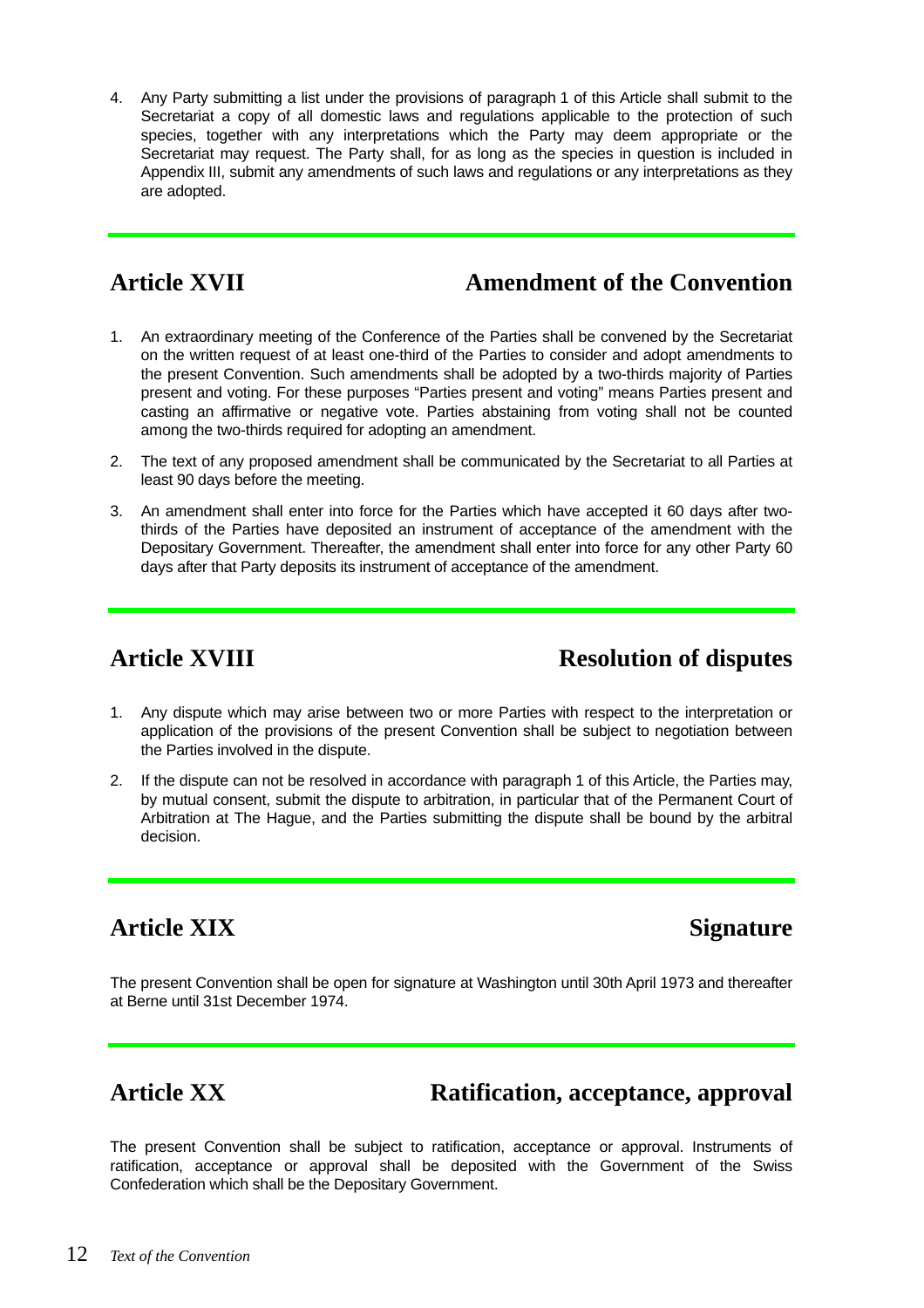4. Any Party submitting a list under the provisions of paragraph 1 of this Article shall submit to the Secretariat a copy of all domestic laws and regulations applicable to the protection of such species, together with any interpretations which the Party may deem appropriate or the Secretariat may request. The Party shall, for as long as the species in question is included in Appendix III, submit any amendments of such laws and regulations or any interpretations as they are adopted.

## Article XVII — Amendment of the Convention

1. An extraordinary meeting of the Conference of the Parties shall be convened by the Secretariat on the written request of at least one-third of the Parties to consider and adopt amendments to the present Convention. Such amendments shall be adopted by a two-thirds majority of Parties present and voting. For these purposes "Parties present and voting" means Parties present and casting an affirmative or negative vote. Parties abstaining from voting shall not be counted among the two-thirds required for adopting an amendment.
2. The text of any proposed amendment shall be communicated by the Secretariat to all Parties at least 90 days before the meeting.
3. An amendment shall enter into force for the Parties which have accepted it 60 days after two-thirds of the Parties have deposited an instrument of acceptance of the amendment with the Depositary Government. Thereafter, the amendment shall enter into force for any other Party 60 days after that Party deposits its instrument of acceptance of the amendment.

## Article XVIII — Resolution of disputes

1. Any dispute which may arise between two or more Parties with respect to the interpretation or application of the provisions of the present Convention shall be subject to negotiation between the Parties involved in the dispute.
2. If the dispute can not be resolved in accordance with paragraph 1 of this Article, the Parties may, by mutual consent, submit the dispute to arbitration, in particular that of the Permanent Court of Arbitration at The Hague, and the Parties submitting the dispute shall be bound by the arbitral decision.

## Article XIX — Signature

The present Convention shall be open for signature at Washington until 30th April 1973 and thereafter at Berne until 31st December 1974.

## Article XX — Ratification, acceptance, approval

The present Convention shall be subject to ratification, acceptance or approval. Instruments of ratification, acceptance or approval shall be deposited with the Government of the Swiss Confederation which shall be the Depositary Government.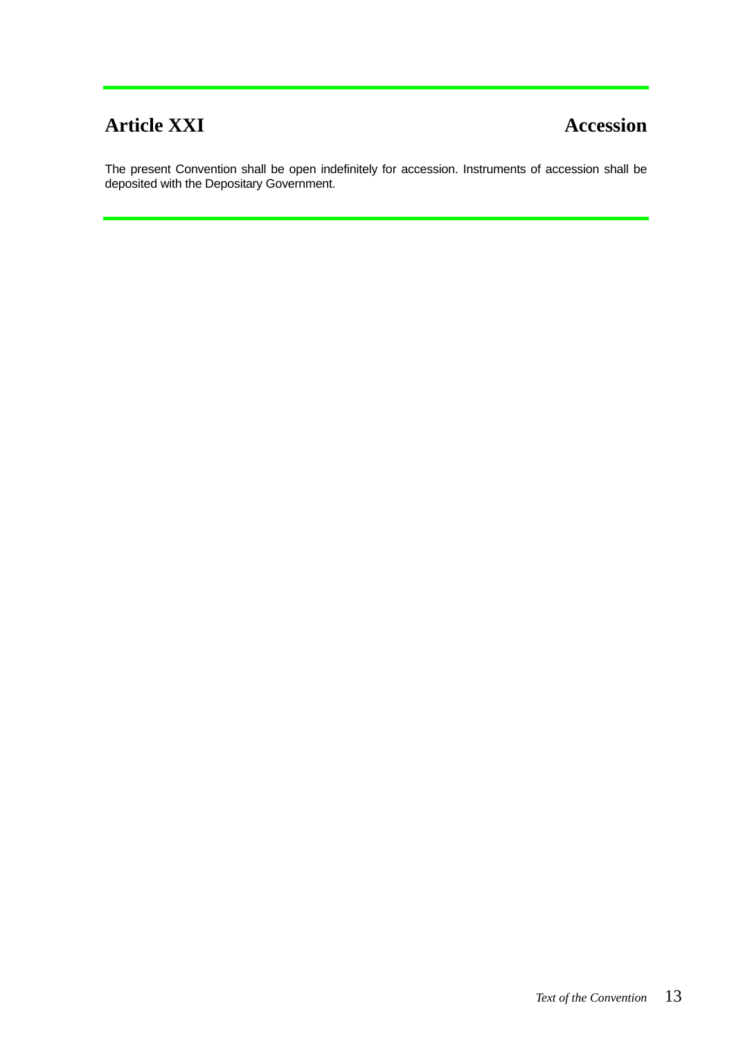## Article XXI — Accession

The present Convention shall be open indefinitely for accession. Instruments of accession shall be deposited with the Depositary Government.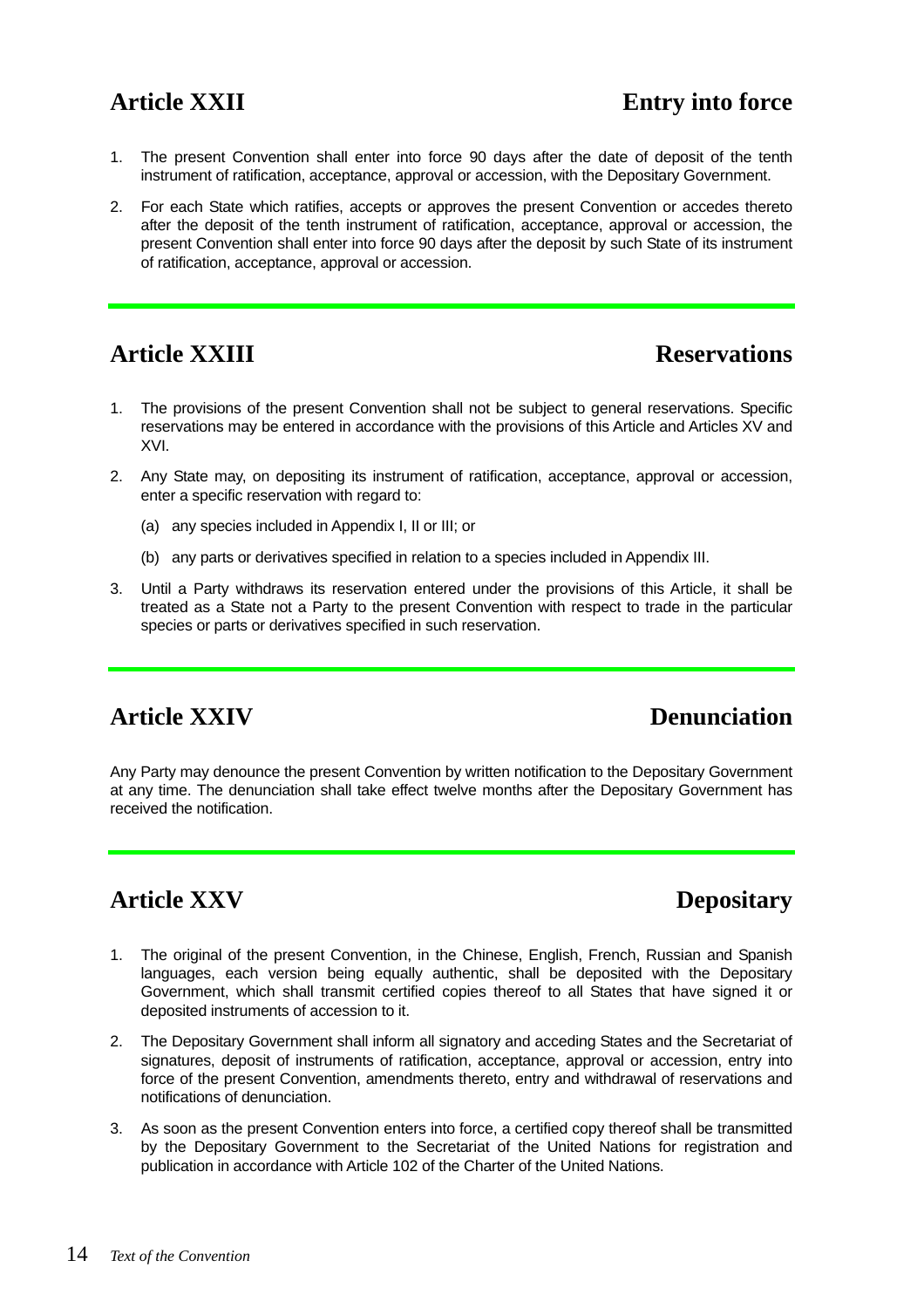## Article XXII Entry into force

1. The present Convention shall enter into force 90 days after the date of deposit of the tenth instrument of ratification, acceptance, approval or accession, with the Depositary Government.
2. For each State which ratifies, accepts or approves the present Convention or accedes thereto after the deposit of the tenth instrument of ratification, acceptance, approval or accession, the present Convention shall enter into force 90 days after the deposit by such State of its instrument of ratification, acceptance, approval or accession.

---

## Article XXIII Reservations

1. The provisions of the present Convention shall not be subject to general reservations. Specific reservations may be entered in accordance with the provisions of this Article and Articles XV and XVI.
2. Any State may, on depositing its instrument of ratification, acceptance, approval or accession, enter a specific reservation with regard to:
   (a) any species included in Appendix I, II or III; or
   (b) any parts or derivatives specified in relation to a species included in Appendix III.
3. Until a Party withdraws its reservation entered under the provisions of this Article, it shall be treated as a State not a Party to the present Convention with respect to trade in the particular species or parts or derivatives specified in such reservation.

---

## Article XXIV Denunciation

Any Party may denounce the present Convention by written notification to the Depositary Government at any time. The denunciation shall take effect twelve months after the Depositary Government has received the notification.

---

## Article XXV Depositary

1. The original of the present Convention, in the Chinese, English, French, Russian and Spanish languages, each version being equally authentic, shall be deposited with the Depositary Government, which shall transmit certified copies thereof to all States that have signed it or deposited instruments of accession to it.
2. The Depositary Government shall inform all signatory and acceding States and the Secretariat of signatures, deposit of instruments of ratification, acceptance, approval or accession, entry into force of the present Convention, amendments thereto, entry and withdrawal of reservations and notifications of denunciation.
3. As soon as the present Convention enters into force, a certified copy thereof shall be transmitted by the Depositary Government to the Secretariat of the United Nations for registration and publication in accordance with Article 102 of the Charter of the United Nations.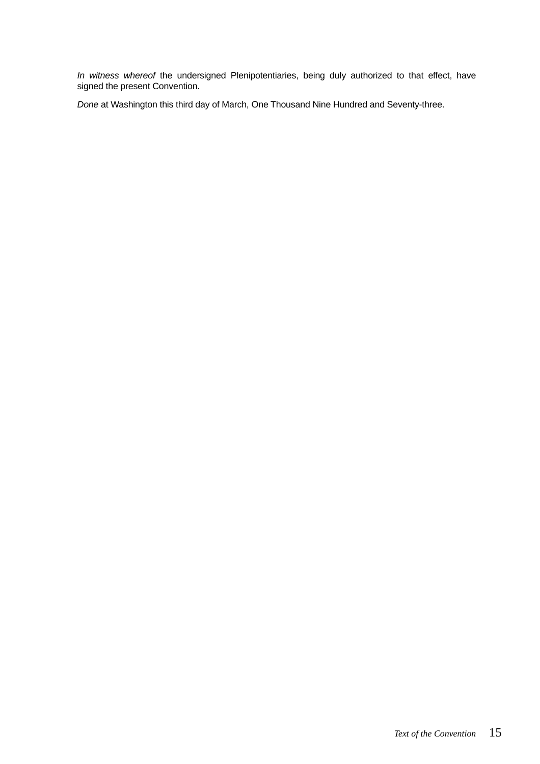*In witness whereof* the undersigned Plenipotentiaries, being duly authorized to that effect, have signed the present Convention.

*Done* at Washington this third day of March, One Thousand Nine Hundred and Seventy-three.